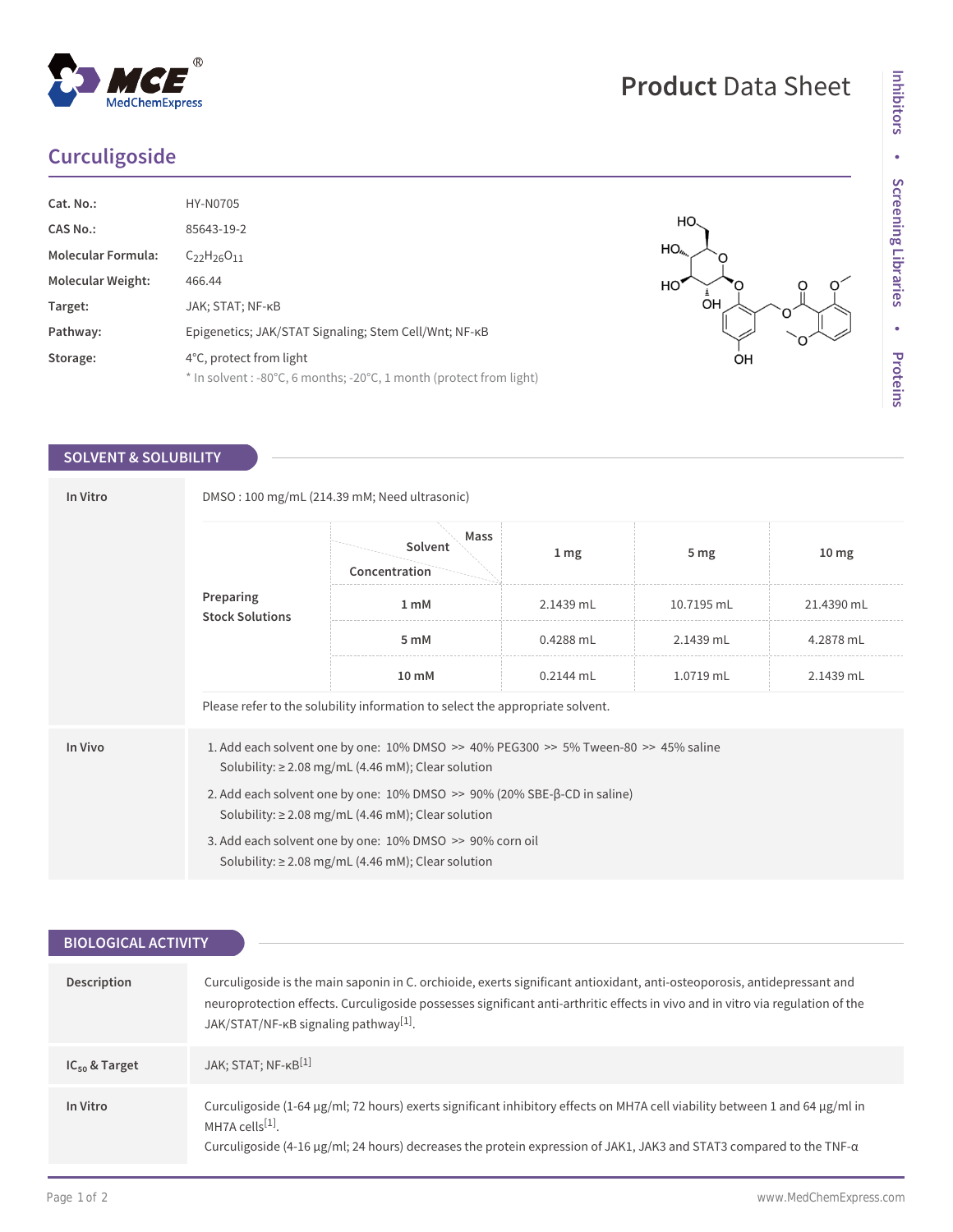# Curculigoside

Product Data Sheet

| | |
|---|---|
| **Cat. No.:** | HY-N0705 |
| **CAS No.:** | 85643-19-2 |
| **Molecular Formula:** | $C_{22}H_{26}O_{11}$ |
| **Molecular Weight:** | 466.44 |
| **Target:** | JAK; STAT; NF-κB |
| **Pathway:** | Epigenetics; JAK/STAT Signaling; Stem Cell/Wnt; NF-κB |
| **Storage:** | 4°C, protect from light<br>* In solvent : -80°C, 6 months; -20°C, 1 month (protect from light) |

## SOLVENT & SOLUBILITY

**In Vitro**

DMSO : 100 mg/mL (214.39 mM; Need ultrasonic)

**Preparing Stock Solutions**

| Concentration / Solvent / Mass | 1 mg | 5 mg | 10 mg |
|---|---|---|---|
| 1 mM | 2.1439 mL | 10.7195 mL | 21.4390 mL |
| 5 mM | 0.4288 mL | 2.1439 mL | 4.2878 mL |
| 10 mM | 0.2144 mL | 1.0719 mL | 2.1439 mL |

Please refer to the solubility information to select the appropriate solvent.

**In Vivo**

1. Add each solvent one by one: 10% DMSO >> 40% PEG300 >> 5% Tween-80 >> 45% saline
   Solubility: ≥ 2.08 mg/mL (4.46 mM); Clear solution
2. Add each solvent one by one: 10% DMSO >> 90% (20% SBE-β-CD in saline)
   Solubility: ≥ 2.08 mg/mL (4.46 mM); Clear solution
3. Add each solvent one by one: 10% DMSO >> 90% corn oil
   Solubility: ≥ 2.08 mg/mL (4.46 mM); Clear solution

## BIOLOGICAL ACTIVITY

**Description**

Curculigoside is the main saponin in C. orchioide, exerts significant antioxidant, anti-osteoporosis, antidepressant and neuroprotection effects. Curculigoside possesses significant anti-arthritic effects in vivo and in vitro via regulation of the JAK/STAT/NF-κB signaling pathway[1].

**$IC_{50}$ & Target**

JAK; STAT; NF-κB[1]

**In Vitro**

Curculigoside (1-64 μg/ml; 72 hours) exerts significant inhibitory effects on MH7A cell viability between 1 and 64 μg/ml in MH7A cells[1].
Curculigoside (4-16 μg/ml; 24 hours) decreases the protein expression of JAK1, JAK3 and STAT3 compared to the TNF-α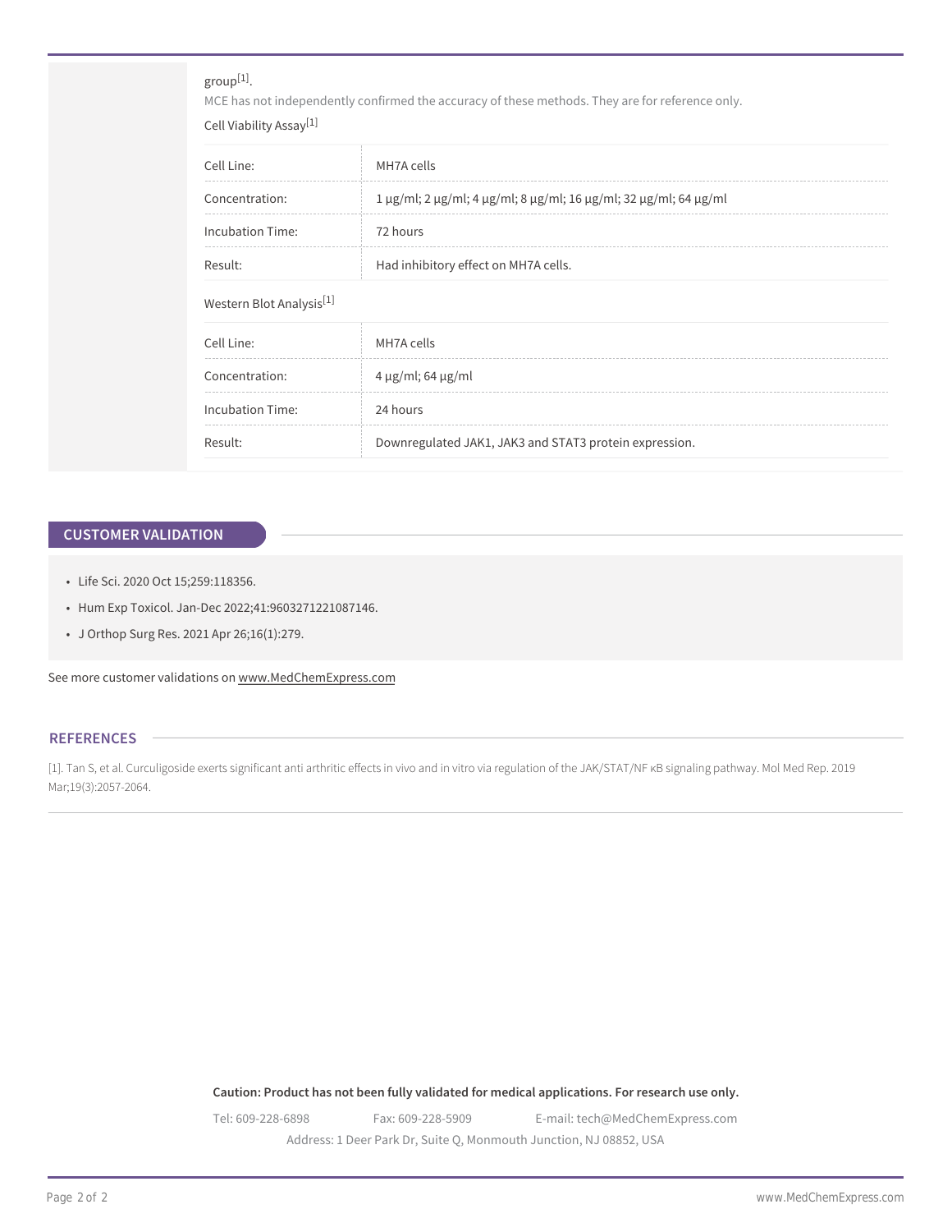group[1].

MCE has not independently confirmed the accuracy of these methods. They are for reference only.

Cell Viability Assay[1]

| | |
|---|---|
| Cell Line: | MH7A cells |
| Concentration: | 1 μg/ml; 2 μg/ml; 4 μg/ml; 8 μg/ml; 16 μg/ml; 32 μg/ml; 64 μg/ml |
| Incubation Time: | 72 hours |
| Result: | Had inhibitory effect on MH7A cells. |

Western Blot Analysis[1]

| | |
|---|---|
| Cell Line: | MH7A cells |
| Concentration: | 4 μg/ml; 64 μg/ml |
| Incubation Time: | 24 hours |
| Result: | Downregulated JAK1, JAK3 and STAT3 protein expression. |

## CUSTOMER VALIDATION

- Life Sci. 2020 Oct 15;259:118356.
- Hum Exp Toxicol. Jan-Dec 2022;41:9603271221087146.
- J Orthop Surg Res. 2021 Apr 26;16(1):279.

See more customer validations on www.MedChemExpress.com

## REFERENCES

[1]. Tan S, et al. Curculigoside exerts significant anti arthritic effects in vivo and in vitro via regulation of the JAK/STAT/NF κB signaling pathway. Mol Med Rep. 2019 Mar;19(3):2057-2064.

**Caution: Product has not been fully validated for medical applications. For research use only.**

Tel: 609-228-6898 Fax: 609-228-5909 E-mail: tech@MedChemExpress.com

Address: 1 Deer Park Dr, Suite Q, Monmouth Junction, NJ 08852, USA